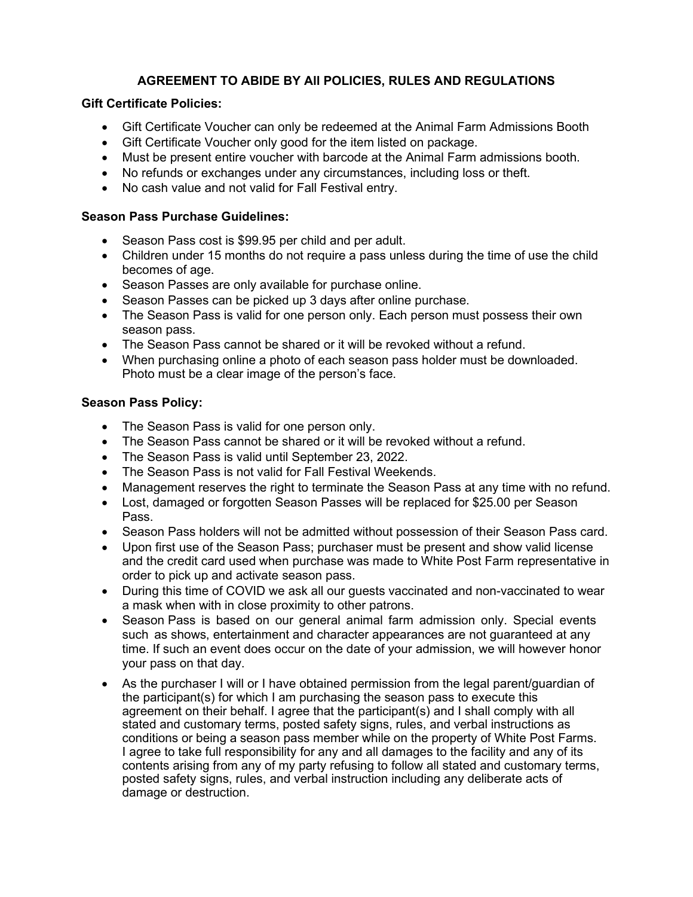# AGREEMENT TO ABIDE BY All POLICIES, RULES AND REGULATIONS

**Gift Certificate Policies:**

- Gift Certificate Voucher can only be redeemed at the Animal Farm Admissions Booth
- Gift Certificate Voucher only good for the item listed on package.
- Must be present entire voucher with barcode at the Animal Farm admissions booth.
- No refunds or exchanges under any circumstances, including loss or theft.
- No cash value and not valid for Fall Festival entry.

**Season Pass Purchase Guidelines:**

- Season Pass cost is $99.95 per child and per adult.
- Children under 15 months do not require a pass unless during the time of use the child becomes of age.
- Season Passes are only available for purchase online.
- Season Passes can be picked up 3 days after online purchase.
- The Season Pass is valid for one person only. Each person must possess their own season pass.
- The Season Pass cannot be shared or it will be revoked without a refund.
- When purchasing online a photo of each season pass holder must be downloaded. Photo must be a clear image of the person's face.

**Season Pass Policy:**

- The Season Pass is valid for one person only.
- The Season Pass cannot be shared or it will be revoked without a refund.
- The Season Pass is valid until September 23, 2022.
- The Season Pass is not valid for Fall Festival Weekends.
- Management reserves the right to terminate the Season Pass at any time with no refund.
- Lost, damaged or forgotten Season Passes will be replaced for $25.00 per Season Pass.
- Season Pass holders will not be admitted without possession of their Season Pass card.
- Upon first use of the Season Pass; purchaser must be present and show valid license and the credit card used when purchase was made to White Post Farm representative in order to pick up and activate season pass.
- During this time of COVID we ask all our guests vaccinated and non-vaccinated to wear a mask when with in close proximity to other patrons.
- Season Pass is based on our general animal farm admission only. Special events such as shows, entertainment and character appearances are not guaranteed at any time. If such an event does occur on the date of your admission, we will however honor your pass on that day.
- As the purchaser I will or I have obtained permission from the legal parent/guardian of the participant(s) for which I am purchasing the season pass to execute this agreement on their behalf. I agree that the participant(s) and I shall comply with all stated and customary terms, posted safety signs, rules, and verbal instructions as conditions or being a season pass member while on the property of White Post Farms. I agree to take full responsibility for any and all damages to the facility and any of its contents arising from any of my party refusing to follow all stated and customary terms, posted safety signs, rules, and verbal instruction including any deliberate acts of damage or destruction.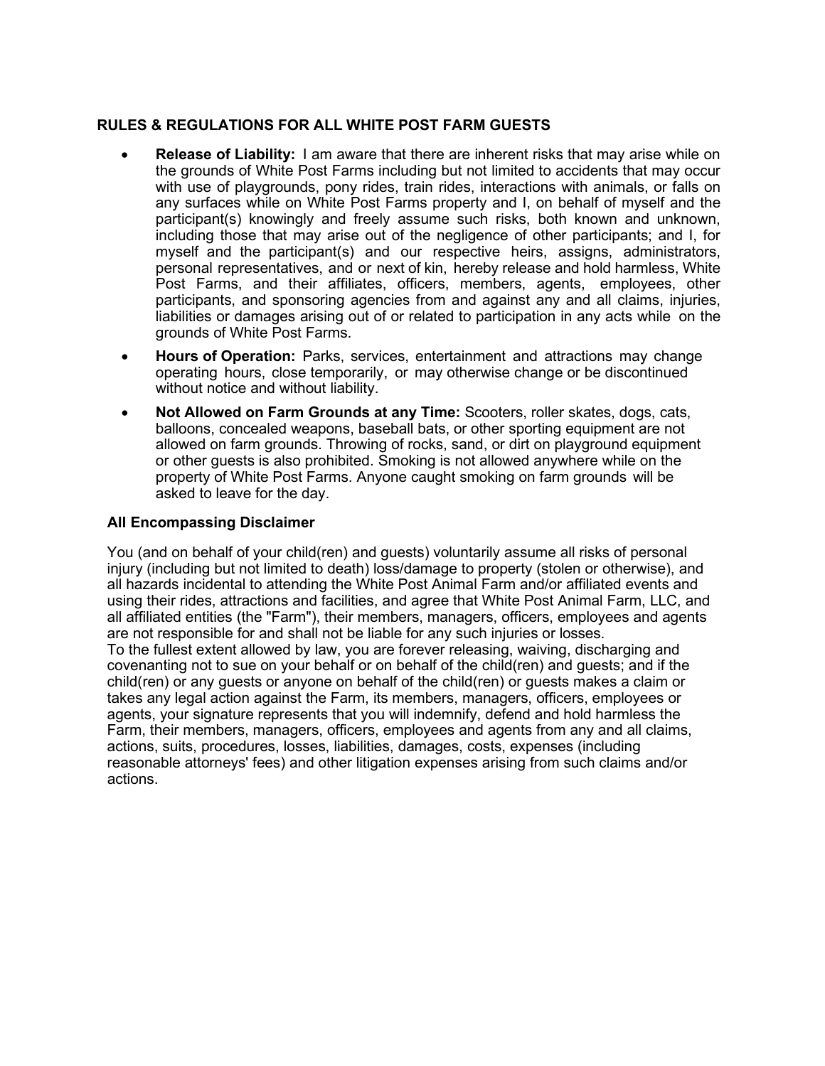## RULES & REGULATIONS FOR ALL WHITE POST FARM GUESTS

- **Release of Liability:** I am aware that there are inherent risks that may arise while on the grounds of White Post Farms including but not limited to accidents that may occur with use of playgrounds, pony rides, train rides, interactions with animals, or falls on any surfaces while on White Post Farms property and I, on behalf of myself and the participant(s) knowingly and freely assume such risks, both known and unknown, including those that may arise out of the negligence of other participants; and I, for myself and the participant(s) and our respective heirs, assigns, administrators, personal representatives, and or next of kin, hereby release and hold harmless, White Post Farms, and their affiliates, officers, members, agents, employees, other participants, and sponsoring agencies from and against any and all claims, injuries, liabilities or damages arising out of or related to participation in any acts while on the grounds of White Post Farms.
- **Hours of Operation:** Parks, services, entertainment and attractions may change operating hours, close temporarily, or may otherwise change or be discontinued without notice and without liability.
- **Not Allowed on Farm Grounds at any Time:** Scooters, roller skates, dogs, cats, balloons, concealed weapons, baseball bats, or other sporting equipment are not allowed on farm grounds. Throwing of rocks, sand, or dirt on playground equipment or other guests is also prohibited. Smoking is not allowed anywhere while on the property of White Post Farms. Anyone caught smoking on farm grounds will be asked to leave for the day.

### All Encompassing Disclaimer

You (and on behalf of your child(ren) and guests) voluntarily assume all risks of personal injury (including but not limited to death) loss/damage to property (stolen or otherwise), and all hazards incidental to attending the White Post Animal Farm and/or affiliated events and using their rides, attractions and facilities, and agree that White Post Animal Farm, LLC, and all affiliated entities (the "Farm"), their members, managers, officers, employees and agents are not responsible for and shall not be liable for any such injuries or losses.

To the fullest extent allowed by law, you are forever releasing, waiving, discharging and covenanting not to sue on your behalf or on behalf of the child(ren) and guests; and if the child(ren) or any guests or anyone on behalf of the child(ren) or guests makes a claim or takes any legal action against the Farm, its members, managers, officers, employees or agents, your signature represents that you will indemnify, defend and hold harmless the Farm, their members, managers, officers, employees and agents from any and all claims, actions, suits, procedures, losses, liabilities, damages, costs, expenses (including reasonable attorneys' fees) and other litigation expenses arising from such claims and/or actions.